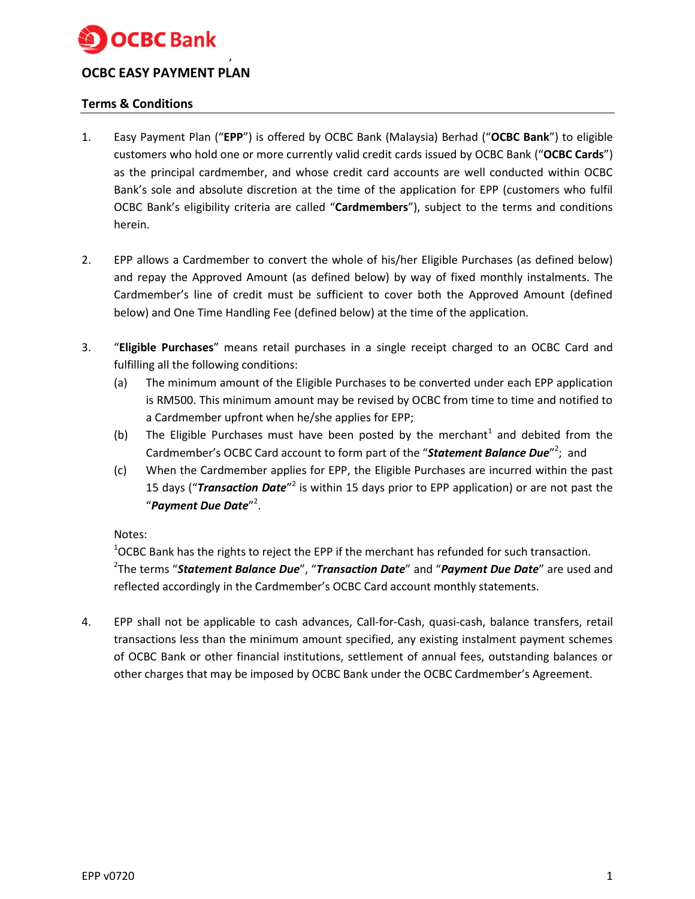# OCBC EASY PAYMENT PLAN

## Terms & Conditions

1. Easy Payment Plan ("**EPP**") is offered by OCBC Bank (Malaysia) Berhad ("**OCBC Bank**") to eligible customers who hold one or more currently valid credit cards issued by OCBC Bank ("**OCBC Cards**") as the principal cardmember, and whose credit card accounts are well conducted within OCBC Bank's sole and absolute discretion at the time of the application for EPP (customers who fulfil OCBC Bank's eligibility criteria are called "**Cardmembers**"), subject to the terms and conditions herein.

2. EPP allows a Cardmember to convert the whole of his/her Eligible Purchases (as defined below) and repay the Approved Amount (as defined below) by way of fixed monthly instalments. The Cardmember's line of credit must be sufficient to cover both the Approved Amount (defined below) and One Time Handling Fee (defined below) at the time of the application.

3. "**Eligible Purchases**" means retail purchases in a single receipt charged to an OCBC Card and fulfilling all the following conditions:
   (a) The minimum amount of the Eligible Purchases to be converted under each EPP application is RM500. This minimum amount may be revised by OCBC from time to time and notified to a Cardmember upfront when he/she applies for EPP;
   (b) The Eligible Purchases must have been posted by the merchant[1] and debited from the Cardmember's OCBC Card account to form part of the "***Statement Balance Due***"[2]; and
   (c) When the Cardmember applies for EPP, the Eligible Purchases are incurred within the past 15 days ("***Transaction Date***"[2] is within 15 days prior to EPP application) or are not past the "***Payment Due Date***"[2].

   Notes:
   [1]OCBC Bank has the rights to reject the EPP if the merchant has refunded for such transaction.
   [2]The terms "***Statement Balance Due***", "***Transaction Date***" and "***Payment Due Date***" are used and reflected accordingly in the Cardmember's OCBC Card account monthly statements.

4. EPP shall not be applicable to cash advances, Call-for-Cash, quasi-cash, balance transfers, retail transactions less than the minimum amount specified, any existing instalment payment schemes of OCBC Bank or other financial institutions, settlement of annual fees, outstanding balances or other charges that may be imposed by OCBC Bank under the OCBC Cardmember's Agreement.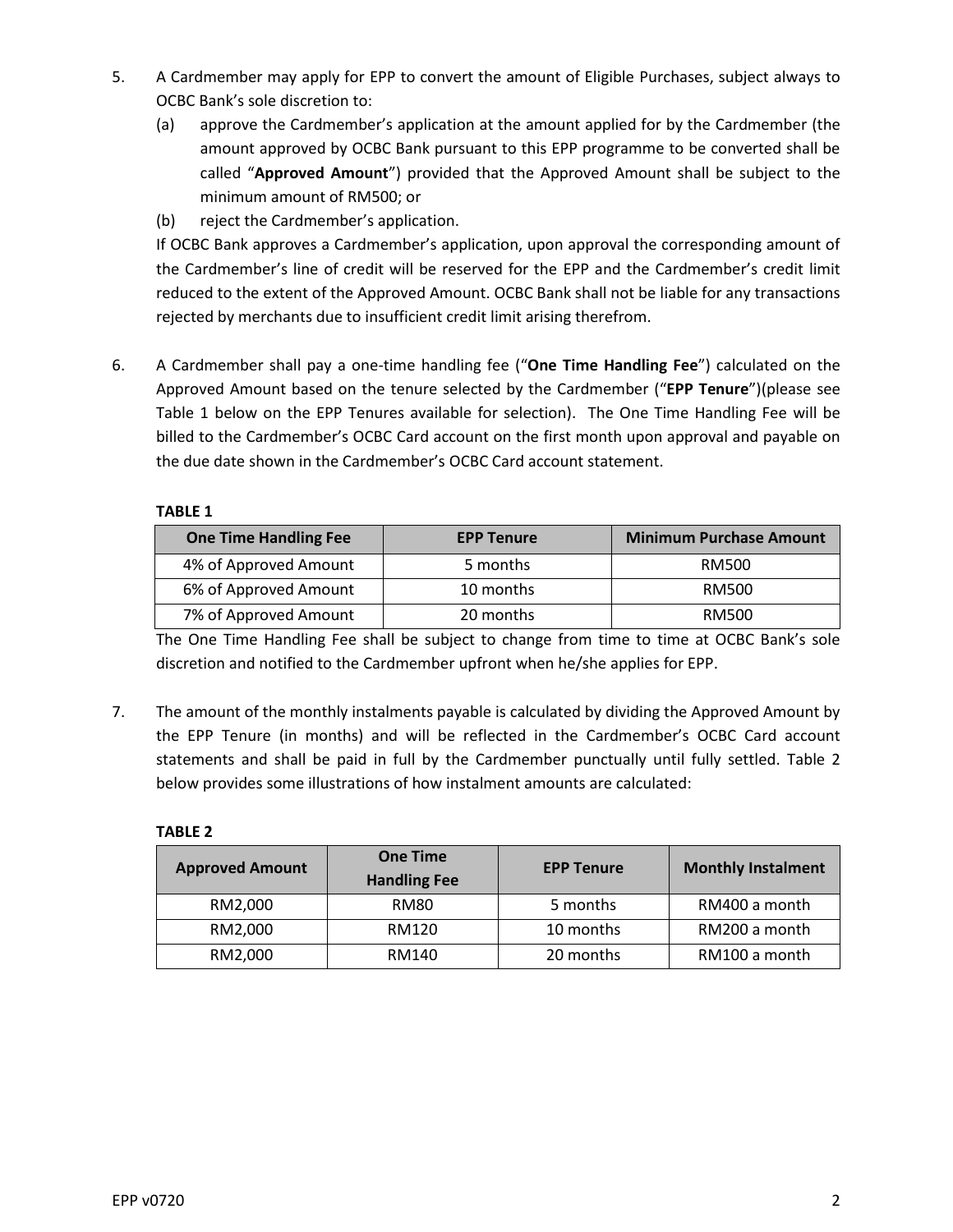5. A Cardmember may apply for EPP to convert the amount of Eligible Purchases, subject always to OCBC Bank's sole discretion to:
   (a) approve the Cardmember's application at the amount applied for by the Cardmember (the amount approved by OCBC Bank pursuant to this EPP programme to be converted shall be called "**Approved Amount**") provided that the Approved Amount shall be subject to the minimum amount of RM500; or
   (b) reject the Cardmember's application.

   If OCBC Bank approves a Cardmember's application, upon approval the corresponding amount of the Cardmember's line of credit will be reserved for the EPP and the Cardmember's credit limit reduced to the extent of the Approved Amount. OCBC Bank shall not be liable for any transactions rejected by merchants due to insufficient credit limit arising therefrom.

6. A Cardmember shall pay a one-time handling fee ("**One Time Handling Fee**") calculated on the Approved Amount based on the tenure selected by the Cardmember ("**EPP Tenure**")(please see Table 1 below on the EPP Tenures available for selection). The One Time Handling Fee will be billed to the Cardmember's OCBC Card account on the first month upon approval and payable on the due date shown in the Cardmember's OCBC Card account statement.

   **TABLE 1**

   | One Time Handling Fee | EPP Tenure | Minimum Purchase Amount |
   |---|---|---|
   | 4% of Approved Amount | 5 months | RM500 |
   | 6% of Approved Amount | 10 months | RM500 |
   | 7% of Approved Amount | 20 months | RM500 |

   The One Time Handling Fee shall be subject to change from time to time at OCBC Bank's sole discretion and notified to the Cardmember upfront when he/she applies for EPP.

7. The amount of the monthly instalments payable is calculated by dividing the Approved Amount by the EPP Tenure (in months) and will be reflected in the Cardmember's OCBC Card account statements and shall be paid in full by the Cardmember punctually until fully settled. Table 2 below provides some illustrations of how instalment amounts are calculated:

   **TABLE 2**

   | Approved Amount | One Time Handling Fee | EPP Tenure | Monthly Instalment |
   |---|---|---|---|
   | RM2,000 | RM80 | 5 months | RM400 a month |
   | RM2,000 | RM120 | 10 months | RM200 a month |
   | RM2,000 | RM140 | 20 months | RM100 a month |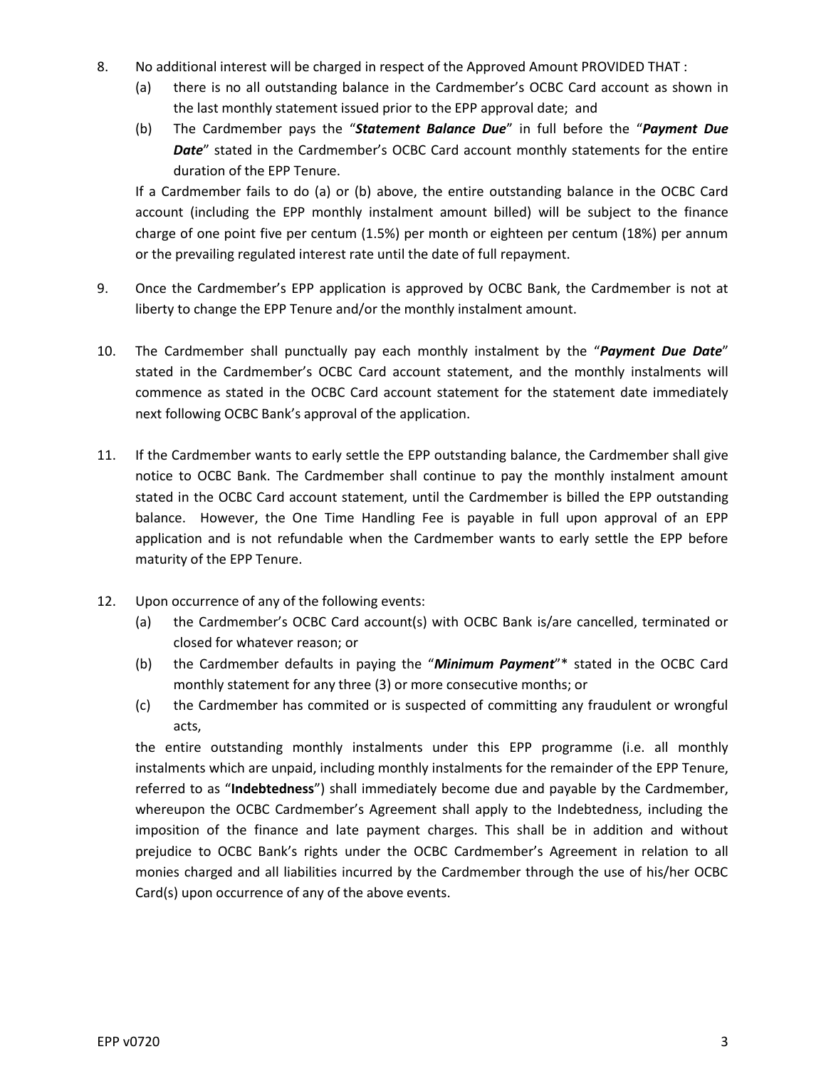8. No additional interest will be charged in respect of the Approved Amount PROVIDED THAT :
   (a) there is no all outstanding balance in the Cardmember's OCBC Card account as shown in the last monthly statement issued prior to the EPP approval date; and
   (b) The Cardmember pays the "***Statement Balance Due***" in full before the "***Payment Due Date***" stated in the Cardmember's OCBC Card account monthly statements for the entire duration of the EPP Tenure.

   If a Cardmember fails to do (a) or (b) above, the entire outstanding balance in the OCBC Card account (including the EPP monthly instalment amount billed) will be subject to the finance charge of one point five per centum (1.5%) per month or eighteen per centum (18%) per annum or the prevailing regulated interest rate until the date of full repayment.

9. Once the Cardmember's EPP application is approved by OCBC Bank, the Cardmember is not at liberty to change the EPP Tenure and/or the monthly instalment amount.

10. The Cardmember shall punctually pay each monthly instalment by the "***Payment Due Date***" stated in the Cardmember's OCBC Card account statement, and the monthly instalments will commence as stated in the OCBC Card account statement for the statement date immediately next following OCBC Bank's approval of the application.

11. If the Cardmember wants to early settle the EPP outstanding balance, the Cardmember shall give notice to OCBC Bank. The Cardmember shall continue to pay the monthly instalment amount stated in the OCBC Card account statement, until the Cardmember is billed the EPP outstanding balance. However, the One Time Handling Fee is payable in full upon approval of an EPP application and is not refundable when the Cardmember wants to early settle the EPP before maturity of the EPP Tenure.

12. Upon occurrence of any of the following events:
    (a) the Cardmember's OCBC Card account(s) with OCBC Bank is/are cancelled, terminated or closed for whatever reason; or
    (b) the Cardmember defaults in paying the "***Minimum Payment***"* stated in the OCBC Card monthly statement for any three (3) or more consecutive months; or
    (c) the Cardmember has commited or is suspected of committing any fraudulent or wrongful acts,

    the entire outstanding monthly instalments under this EPP programme (i.e. all monthly instalments which are unpaid, including monthly instalments for the remainder of the EPP Tenure, referred to as "**Indebtedness**") shall immediately become due and payable by the Cardmember, whereupon the OCBC Cardmember's Agreement shall apply to the Indebtedness, including the imposition of the finance and late payment charges. This shall be in addition and without prejudice to OCBC Bank's rights under the OCBC Cardmember's Agreement in relation to all monies charged and all liabilities incurred by the Cardmember through the use of his/her OCBC Card(s) upon occurrence of any of the above events.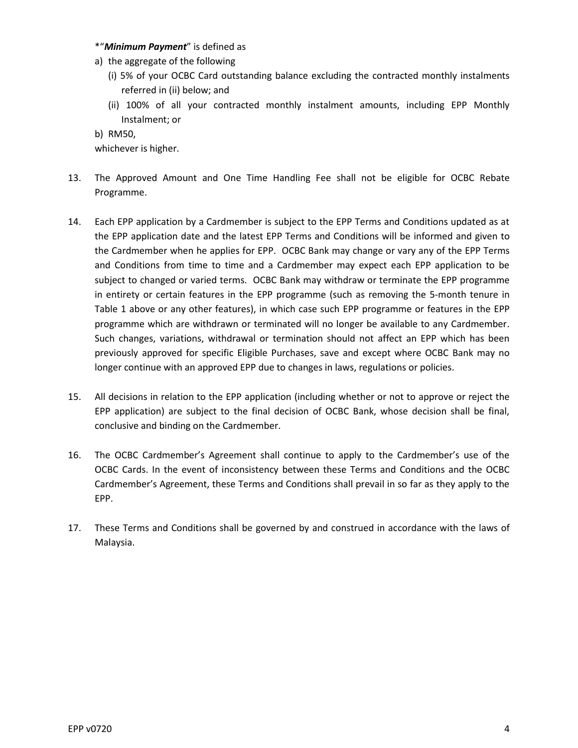*"***Minimum Payment***" is defined as

a) the aggregate of the following
   (i) 5% of your OCBC Card outstanding balance excluding the contracted monthly instalments referred in (ii) below; and
   (ii) 100% of all your contracted monthly instalment amounts, including EPP Monthly Instalment; or

b) RM50,

whichever is higher.

13. The Approved Amount and One Time Handling Fee shall not be eligible for OCBC Rebate Programme.

14. Each EPP application by a Cardmember is subject to the EPP Terms and Conditions updated as at the EPP application date and the latest EPP Terms and Conditions will be informed and given to the Cardmember when he applies for EPP. OCBC Bank may change or vary any of the EPP Terms and Conditions from time to time and a Cardmember may expect each EPP application to be subject to changed or varied terms. OCBC Bank may withdraw or terminate the EPP programme in entirety or certain features in the EPP programme (such as removing the 5-month tenure in Table 1 above or any other features), in which case such EPP programme or features in the EPP programme which are withdrawn or terminated will no longer be available to any Cardmember. Such changes, variations, withdrawal or termination should not affect an EPP which has been previously approved for specific Eligible Purchases, save and except where OCBC Bank may no longer continue with an approved EPP due to changes in laws, regulations or policies.

15. All decisions in relation to the EPP application (including whether or not to approve or reject the EPP application) are subject to the final decision of OCBC Bank, whose decision shall be final, conclusive and binding on the Cardmember.

16. The OCBC Cardmember's Agreement shall continue to apply to the Cardmember's use of the OCBC Cards. In the event of inconsistency between these Terms and Conditions and the OCBC Cardmember's Agreement, these Terms and Conditions shall prevail in so far as they apply to the EPP.

17. These Terms and Conditions shall be governed by and construed in accordance with the laws of Malaysia.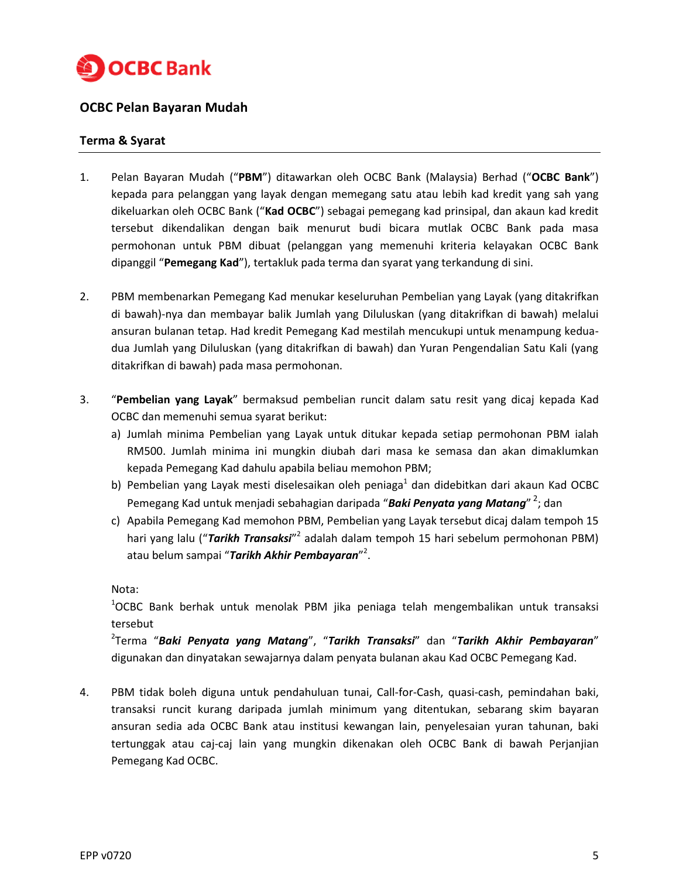OCBC Bank

## OCBC Pelan Bayaran Mudah

### Terma & Syarat

1. Pelan Bayaran Mudah ("**PBM**") ditawarkan oleh OCBC Bank (Malaysia) Berhad ("**OCBC Bank**") kepada para pelanggan yang layak dengan memegang satu atau lebih kad kredit yang sah yang dikeluarkan oleh OCBC Bank ("**Kad OCBC**") sebagai pemegang kad prinsipal, dan akaun kad kredit tersebut dikendalikan dengan baik menurut budi bicara mutlak OCBC Bank pada masa permohonan untuk PBM dibuat (pelanggan yang memenuhi kriteria kelayakan OCBC Bank dipanggil "**Pemegang Kad**"), tertakluk pada terma dan syarat yang terkandung di sini.

2. PBM membenarkan Pemegang Kad menukar keseluruhan Pembelian yang Layak (yang ditakrifkan di bawah)-nya dan membayar balik Jumlah yang Diluluskan (yang ditakrifkan di bawah) melalui ansuran bulanan tetap. Had kredit Pemegang Kad mestilah mencukupi untuk menampung kedua-dua Jumlah yang Diluluskan (yang ditakrifkan di bawah) dan Yuran Pengendalian Satu Kali (yang ditakrifkan di bawah) pada masa permohonan.

3. "**Pembelian yang Layak**" bermaksud pembelian runcit dalam satu resit yang dicaj kepada Kad OCBC dan memenuhi semua syarat berikut:
   a) Jumlah minima Pembelian yang Layak untuk ditukar kepada setiap permohonan PBM ialah RM500. Jumlah minima ini mungkin diubah dari masa ke semasa dan akan dimaklumkan kepada Pemegang Kad dahulu apabila beliau memohon PBM;
   b) Pembelian yang Layak mesti diselesaikan oleh peniaga[1] dan didebitkan dari akaun Kad OCBC Pemegang Kad untuk menjadi sebahagian daripada "***Baki Penyata yang Matang***" [2]; dan
   c) Apabila Pemegang Kad memohon PBM, Pembelian yang Layak tersebut dicaj dalam tempoh 15 hari yang lalu ("***Tarikh Transaksi***"[2] adalah dalam tempoh 15 hari sebelum permohonan PBM) atau belum sampai "***Tarikh Akhir Pembayaran***"[2].

   Nota:
   [1]OCBC Bank berhak untuk menolak PBM jika peniaga telah mengembalikan untuk transaksi tersebut
   [2]Terma "***Baki Penyata yang Matang***", "***Tarikh Transaksi***" dan "***Tarikh Akhir Pembayaran***" digunakan dan dinyatakan sewajarnya dalam penyata bulanan akau Kad OCBC Pemegang Kad.

4. PBM tidak boleh diguna untuk pendahuluan tunai, Call-for-Cash, quasi-cash, pemindahan baki, transaksi runcit kurang daripada jumlah minimum yang ditentukan, sebarang skim bayaran ansuran sedia ada OCBC Bank atau institusi kewangan lain, penyelesaian yuran tahunan, baki tertunggak atau caj-caj lain yang mungkin dikenakan oleh OCBC Bank di bawah Perjanjian Pemegang Kad OCBC.

EPP v0720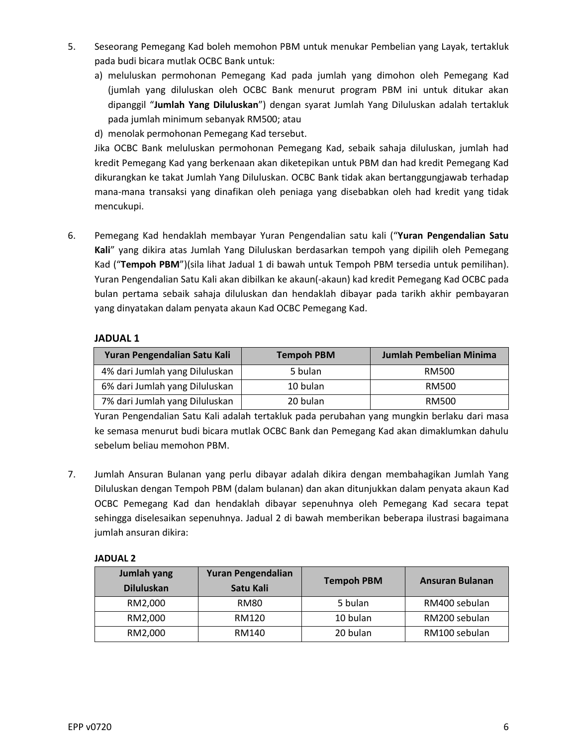5. Seseorang Pemegang Kad boleh memohon PBM untuk menukar Pembelian yang Layak, tertakluk pada budi bicara mutlak OCBC Bank untuk:

   a) meluluskan permohonan Pemegang Kad pada jumlah yang dimohon oleh Pemegang Kad (jumlah yang diluluskan oleh OCBC Bank menurut program PBM ini untuk ditukar akan dipanggil "**Jumlah Yang Diluluskan**") dengan syarat Jumlah Yang Diluluskan adalah tertakluk pada jumlah minimum sebanyak RM500; atau

   d) menolak permohonan Pemegang Kad tersebut.

   Jika OCBC Bank meluluskan permohonan Pemegang Kad, sebaik sahaja diluluskan, jumlah had kredit Pemegang Kad yang berkenaan akan diketepikan untuk PBM dan had kredit Pemegang Kad dikurangkan ke takat Jumlah Yang Diluluskan. OCBC Bank tidak akan bertanggungjawab terhadap mana-mana transaksi yang dinafikan oleh peniaga yang disebabkan oleh had kredit yang tidak mencukupi.

6. Pemegang Kad hendaklah membayar Yuran Pengendalian satu kali ("**Yuran Pengendalian Satu Kali**" yang dikira atas Jumlah Yang Diluluskan berdasarkan tempoh yang dipilih oleh Pemegang Kad ("**Tempoh PBM**")(sila lihat Jadual 1 di bawah untuk Tempoh PBM tersedia untuk pemilihan). Yuran Pengendalian Satu Kali akan dibilkan ke akaun(-akaun) kad kredit Pemegang Kad OCBC pada bulan pertama sebaik sahaja diluluskan dan hendaklah dibayar pada tarikh akhir pembayaran yang dinyatakan dalam penyata akaun Kad OCBC Pemegang Kad.

   **JADUAL 1**

   | Yuran Pengendalian Satu Kali | Tempoh PBM | Jumlah Pembelian Minima |
   |---|---|---|
   | 4% dari Jumlah yang Diluluskan | 5 bulan | RM500 |
   | 6% dari Jumlah yang Diluluskan | 10 bulan | RM500 |
   | 7% dari Jumlah yang Diluluskan | 20 bulan | RM500 |

   Yuran Pengendalian Satu Kali adalah tertakluk pada perubahan yang mungkin berlaku dari masa ke semasa menurut budi bicara mutlak OCBC Bank dan Pemegang Kad akan dimaklumkan dahulu sebelum beliau memohon PBM.

7. Jumlah Ansuran Bulanan yang perlu dibayar adalah dikira dengan membahagikan Jumlah Yang Diluluskan dengan Tempoh PBM (dalam bulanan) dan akan ditunjukkan dalam penyata akaun Kad OCBC Pemegang Kad dan hendaklah dibayar sepenuhnya oleh Pemegang Kad secara tepat sehingga diselesaikan sepenuhnya. Jadual 2 di bawah memberikan beberapa ilustrasi bagaimana jumlah ansuran dikira:

   **JADUAL 2**

   | Jumlah yang Diluluskan | Yuran Pengendalian Satu Kali | Tempoh PBM | Ansuran Bulanan |
   |---|---|---|---|
   | RM2,000 | RM80 | 5 bulan | RM400 sebulan |
   | RM2,000 | RM120 | 10 bulan | RM200 sebulan |
   | RM2,000 | RM140 | 20 bulan | RM100 sebulan |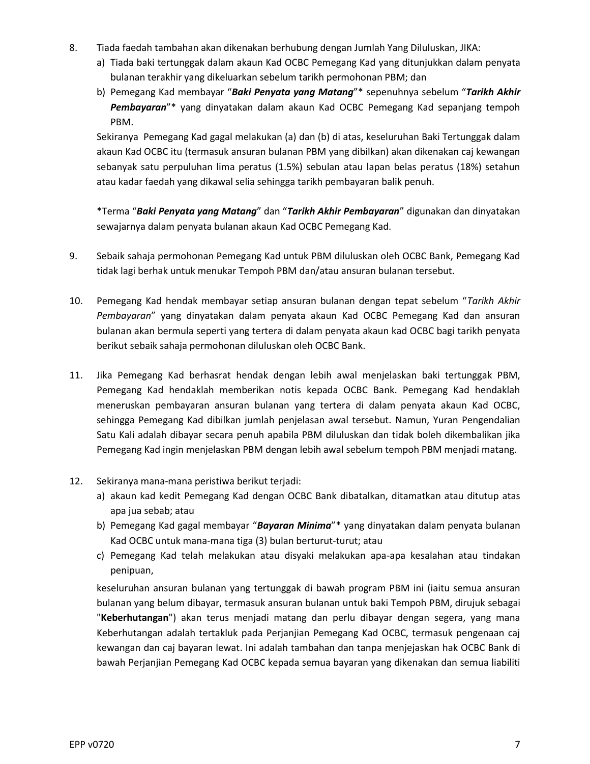8. Tiada faedah tambahan akan dikenakan berhubung dengan Jumlah Yang Diluluskan, JIKA:
   a) Tiada baki tertunggak dalam akaun Kad OCBC Pemegang Kad yang ditunjukkan dalam penyata bulanan terakhir yang dikeluarkan sebelum tarikh permohonan PBM; dan
   b) Pemegang Kad membayar "***Baki Penyata yang Matang***"* sepenuhnya sebelum "***Tarikh Akhir Pembayaran***"* yang dinyatakan dalam akaun Kad OCBC Pemegang Kad sepanjang tempoh PBM.

   Sekiranya Pemegang Kad gagal melakukan (a) dan (b) di atas, keseluruhan Baki Tertunggak dalam akaun Kad OCBC itu (termasuk ansuran bulanan PBM yang dibilkan) akan dikenakan caj kewangan sebanyak satu perpuluhan lima peratus (1.5%) sebulan atau lapan belas peratus (18%) setahun atau kadar faedah yang dikawal selia sehingga tarikh pembayaran balik penuh.

   *Terma "***Baki Penyata yang Matang***" dan "***Tarikh Akhir Pembayaran***" digunakan dan dinyatakan sewajarnya dalam penyata bulanan akaun Kad OCBC Pemegang Kad.

9. Sebaik sahaja permohonan Pemegang Kad untuk PBM diluluskan oleh OCBC Bank, Pemegang Kad tidak lagi berhak untuk menukar Tempoh PBM dan/atau ansuran bulanan tersebut.

10. Pemegang Kad hendak membayar setiap ansuran bulanan dengan tepat sebelum "*Tarikh Akhir Pembayaran*" yang dinyatakan dalam penyata akaun Kad OCBC Pemegang Kad dan ansuran bulanan akan bermula seperti yang tertera di dalam penyata akaun kad OCBC bagi tarikh penyata berikut sebaik sahaja permohonan diluluskan oleh OCBC Bank.

11. Jika Pemegang Kad berhasrat hendak dengan lebih awal menjelaskan baki tertunggak PBM, Pemegang Kad hendaklah memberikan notis kepada OCBC Bank. Pemegang Kad hendaklah meneruskan pembayaran ansuran bulanan yang tertera di dalam penyata akaun Kad OCBC, sehingga Pemegang Kad dibilkan jumlah penjelasan awal tersebut. Namun, Yuran Pengendalian Satu Kali adalah dibayar secara penuh apabila PBM diluluskan dan tidak boleh dikembalikan jika Pemegang Kad ingin menjelaskan PBM dengan lebih awal sebelum tempoh PBM menjadi matang.

12. Sekiranya mana-mana peristiwa berikut terjadi:
    a) akaun kad kedit Pemegang Kad dengan OCBC Bank dibatalkan, ditamatkan atau ditutup atas apa jua sebab; atau
    b) Pemegang Kad gagal membayar "***Bayaran Minima***"* yang dinyatakan dalam penyata bulanan Kad OCBC untuk mana-mana tiga (3) bulan berturut-turut; atau
    c) Pemegang Kad telah melakukan atau disyaki melakukan apa-apa kesalahan atau tindakan penipuan,

    keseluruhan ansuran bulanan yang tertunggak di bawah program PBM ini (iaitu semua ansuran bulanan yang belum dibayar, termasuk ansuran bulanan untuk baki Tempoh PBM, dirujuk sebagai "**Keberhutangan**") akan terus menjadi matang dan perlu dibayar dengan segera, yang mana Keberhutangan adalah tertakluk pada Perjanjian Pemegang Kad OCBC, termasuk pengenaan caj kewangan dan caj bayaran lewat. Ini adalah tambahan dan tanpa menjejaskan hak OCBC Bank di bawah Perjanjian Pemegang Kad OCBC kepada semua bayaran yang dikenakan dan semua liabiliti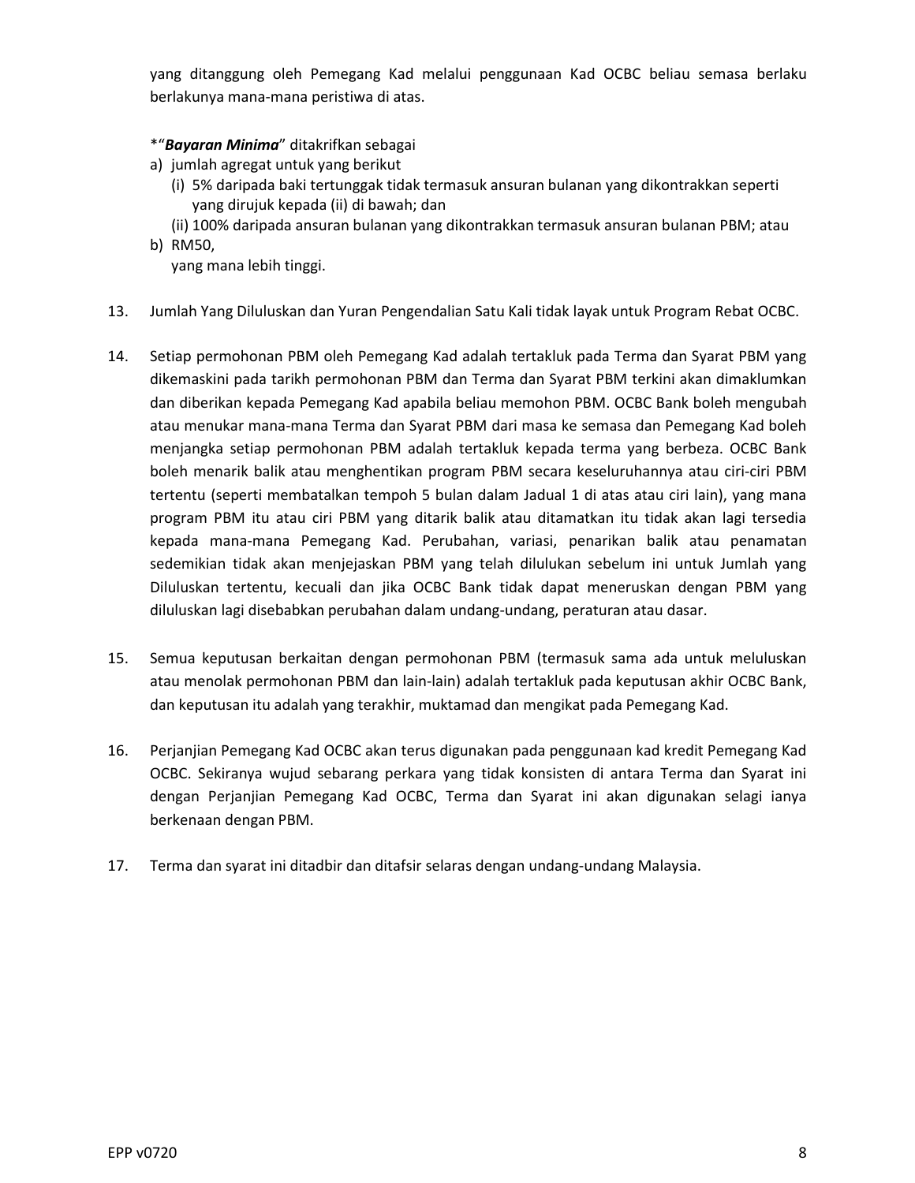yang ditanggung oleh Pemegang Kad melalui penggunaan Kad OCBC beliau semasa berlaku berlakunya mana-mana peristiwa di atas.

*"***Bayaran Minima***" ditakrifkan sebagai

a) jumlah agregat untuk yang berikut
   (i) 5% daripada baki tertunggak tidak termasuk ansuran bulanan yang dikontrakkan seperti yang dirujuk kepada (ii) di bawah; dan
   (ii) 100% daripada ansuran bulanan yang dikontrakkan termasuk ansuran bulanan PBM; atau
b) RM50,

yang mana lebih tinggi.

13. Jumlah Yang Diluluskan dan Yuran Pengendalian Satu Kali tidak layak untuk Program Rebat OCBC.

14. Setiap permohonan PBM oleh Pemegang Kad adalah tertakluk pada Terma dan Syarat PBM yang dikemaskini pada tarikh permohonan PBM dan Terma dan Syarat PBM terkini akan dimaklumkan dan diberikan kepada Pemegang Kad apabila beliau memohon PBM. OCBC Bank boleh mengubah atau menukar mana-mana Terma dan Syarat PBM dari masa ke semasa dan Pemegang Kad boleh menjangka setiap permohonan PBM adalah tertakluk kepada terma yang berbeza. OCBC Bank boleh menarik balik atau menghentikan program PBM secara keseluruhannya atau ciri-ciri PBM tertentu (seperti membatalkan tempoh 5 bulan dalam Jadual 1 di atas atau ciri lain), yang mana program PBM itu atau ciri PBM yang ditarik balik atau ditamatkan itu tidak akan lagi tersedia kepada mana-mana Pemegang Kad. Perubahan, variasi, penarikan balik atau penamatan sedemikian tidak akan menjejaskan PBM yang telah dilulukan sebelum ini untuk Jumlah yang Diluluskan tertentu, kecuali dan jika OCBC Bank tidak dapat meneruskan dengan PBM yang diluluskan lagi disebabkan perubahan dalam undang-undang, peraturan atau dasar.

15. Semua keputusan berkaitan dengan permohonan PBM (termasuk sama ada untuk meluluskan atau menolak permohonan PBM dan lain-lain) adalah tertakluk pada keputusan akhir OCBC Bank, dan keputusan itu adalah yang terakhir, muktamad dan mengikat pada Pemegang Kad.

16. Perjanjian Pemegang Kad OCBC akan terus digunakan pada penggunaan kad kredit Pemegang Kad OCBC. Sekiranya wujud sebarang perkara yang tidak konsisten di antara Terma dan Syarat ini dengan Perjanjian Pemegang Kad OCBC, Terma dan Syarat ini akan digunakan selagi ianya berkenaan dengan PBM.

17. Terma dan syarat ini ditadbir dan ditafsir selaras dengan undang-undang Malaysia.